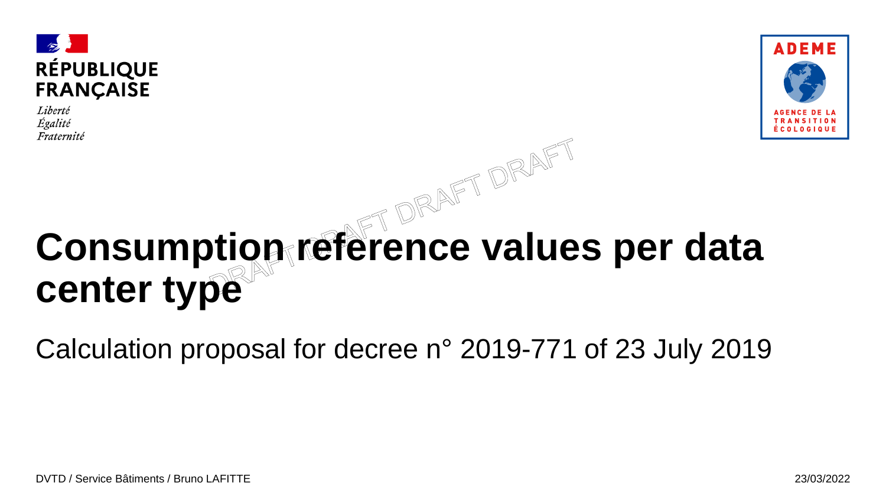RÉPUBLIQUE FRANÇAISE

*Liberté*
*Égalité*
*Fraternité*

ADEME
AGENCE DE LA TRANSITION ÉCOLOGIQUE

# Consumption reference values per data center type

Calculation proposal for decree n° 2019-771 of 23 July 2019

DVTD / Service Bâtiments / Bruno LAFITTE

23/03/2022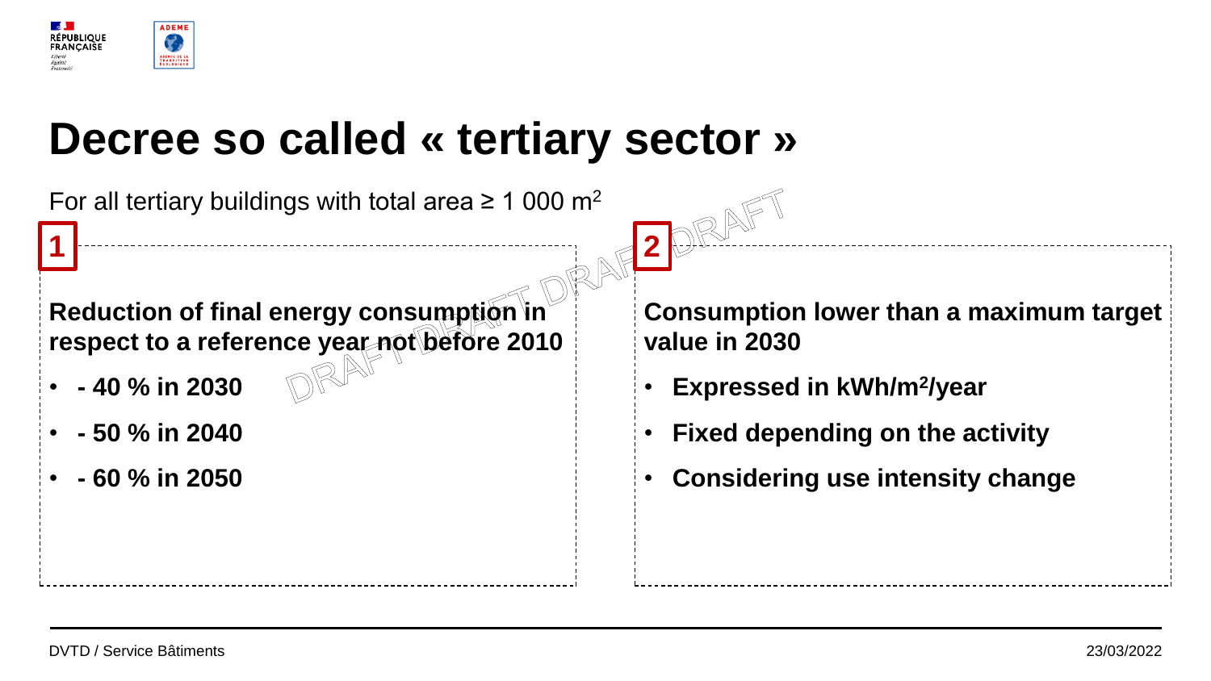# Decree so called « tertiary sector »

For all tertiary buildings with total area ≥ 1 000 m$^2$

**1**

**Reduction of final energy consumption in respect to a reference year not before 2010**

- **- 40 % in 2030**
- **- 50 % in 2040**
- **- 60 % in 2050**

**2**

**Consumption lower than a maximum target value in 2030**

- **Expressed in kWh/m$^2$/year**
- **Fixed depending on the activity**
- **Considering use intensity change**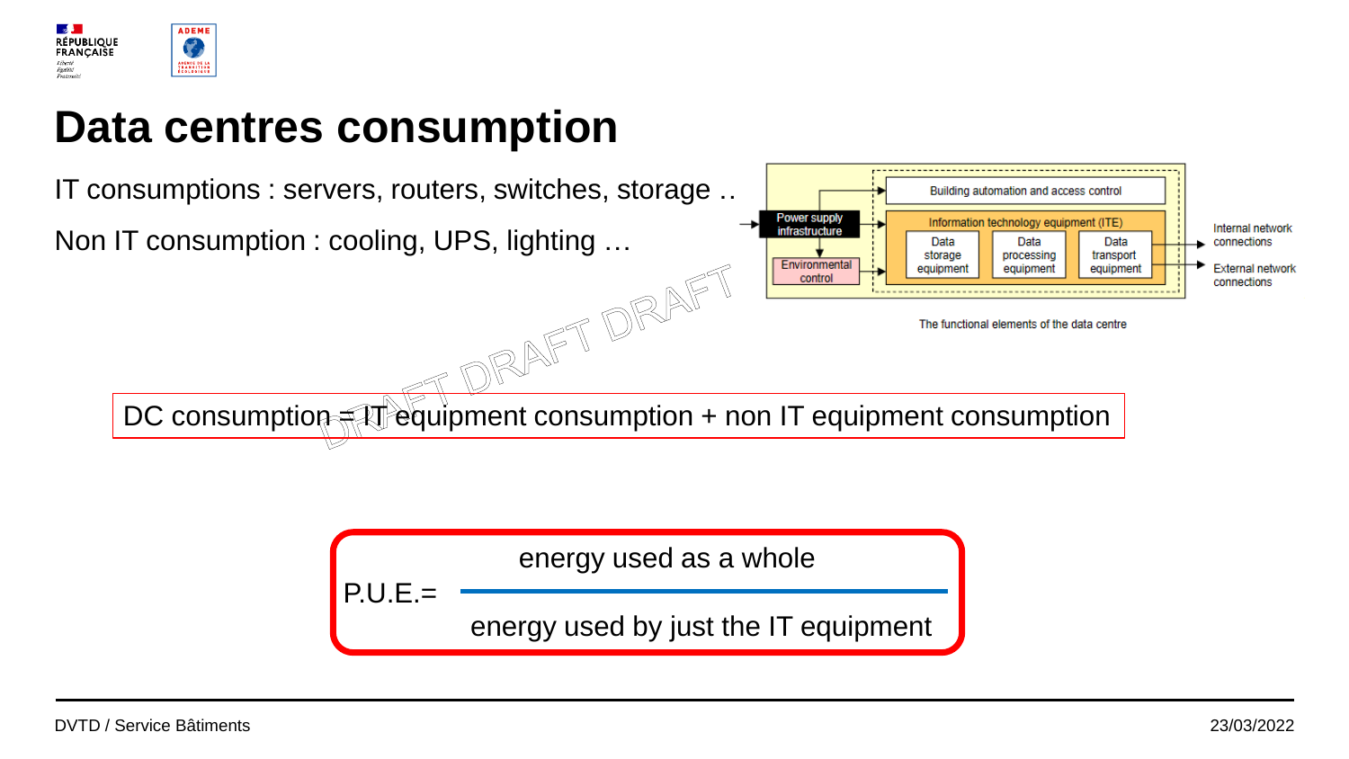# Data centres consumption

IT consumptions : servers, routers, switches, storage ..

Non IT consumption : cooling, UPS, lighting …

Power supply infrastructure

Environmental control

Building automation and access control

Information technology equipment (ITE)

Data storage equipment

Data processing equipment

Data transport equipment

Internal network connections

External network connections

The functional elements of the data centre

DC consumption = IT equipment consumption + non IT equipment consumption

$$\text{P.U.E.} = \frac{\text{energy used as a whole}}{\text{energy used by just the IT equipment}}$$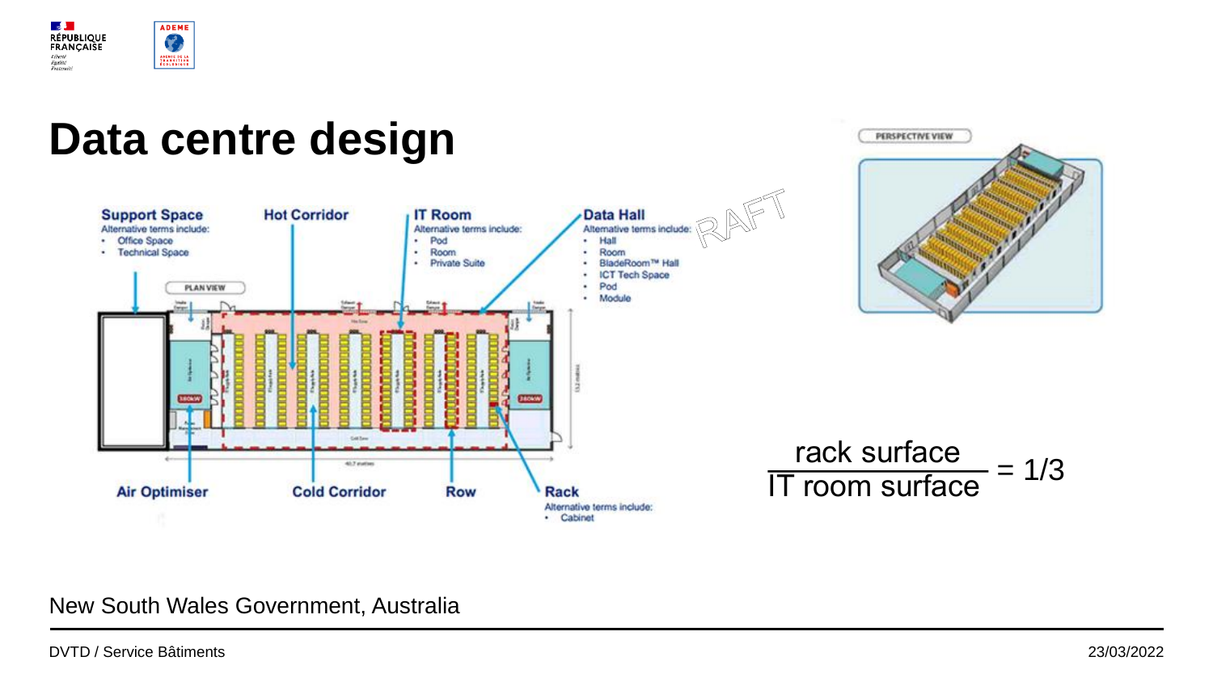# Data centre design

**Support Space**
Alternative terms include:
- Office Space
- Technical Space

**Hot Corridor**

**IT Room**
Alternative terms include:
- Pod
- Room
- Private Suite

**Data Hall**
Alternative terms include:
- Hall
- Room
- BladeRoom™ Hall
- ICT Tech Space
- Pod
- Module

**Air Optimiser**

**Cold Corridor**

**Row**

**Rack**
Alternative terms include:
- Cabinet

$$\frac{\text{rack surface}}{\text{IT room surface}} = 1/3$$

New South Wales Government, Australia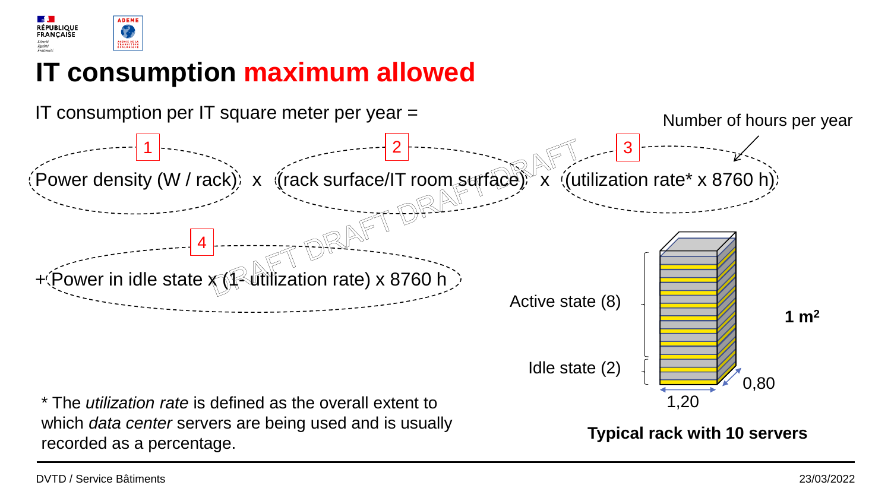# IT consumption maximum allowed

IT consumption per IT square meter per year =

Number of hours per year

1 — Power density (W / rack) x 2 — (rack surface/IT room surface) x 3 — (utilization rate* x 8760 h)

4 — + Power in idle state x (1- utilization rate) x 8760 h

Active state (8)

Idle state (2)

1 m²

0,80

1,20

**Typical rack with 10 servers**

\* The *utilization rate* is defined as the overall extent to which *data center* servers are being used and is usually recorded as a percentage.

DVTD / Service Bâtiments

23/03/2022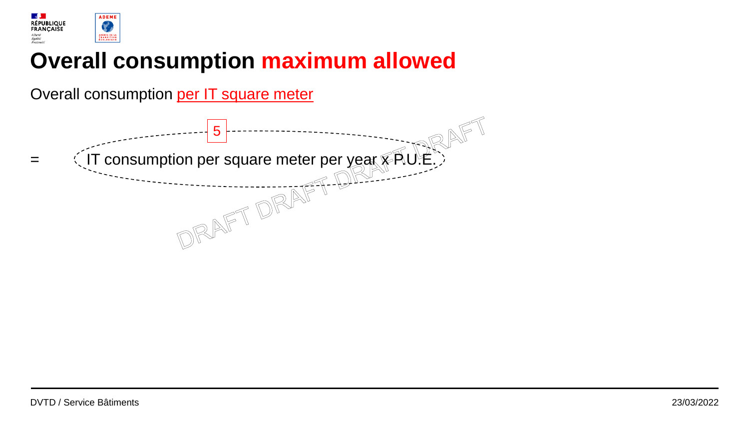# Overall consumption maximum allowed

Overall consumption per IT square meter

5

= IT consumption per square meter per year x P.U.E.

DRAFT DRAFT DRAFT DRAFT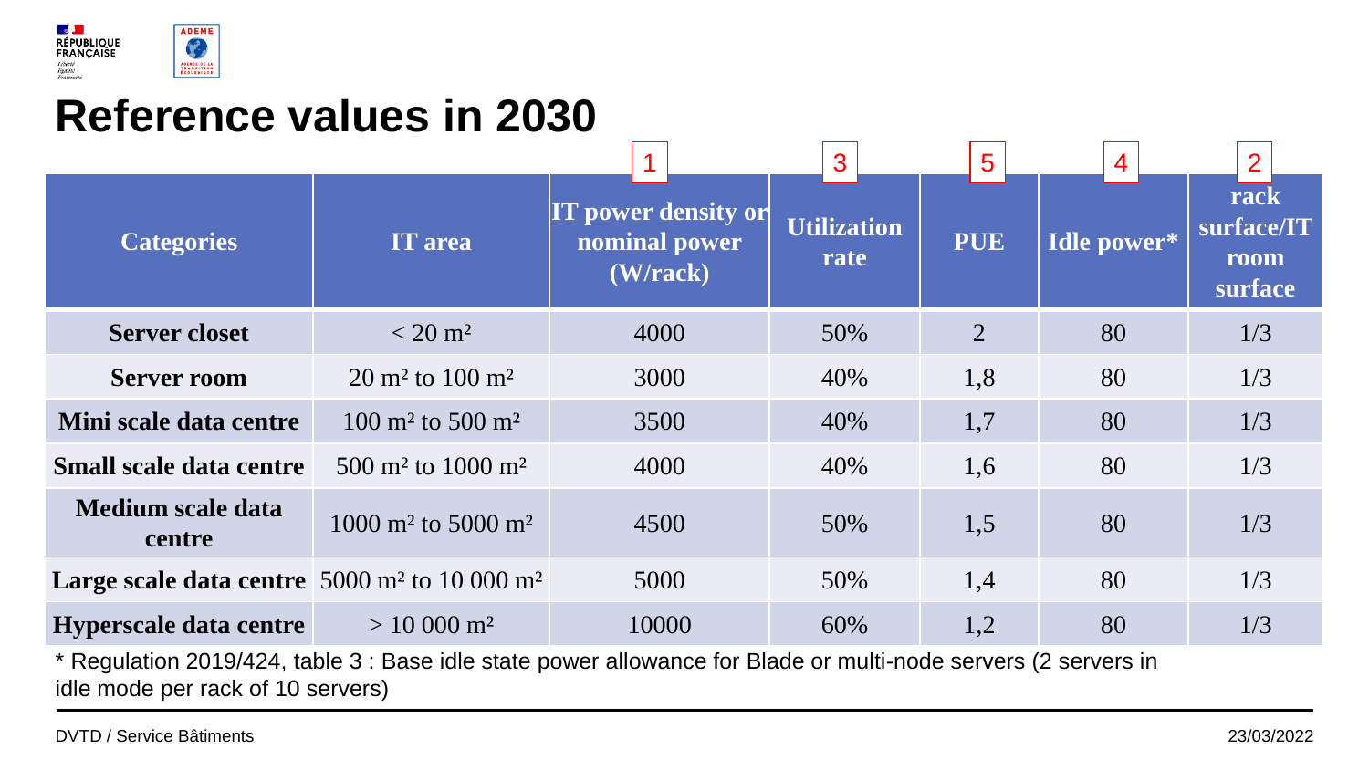# Reference values in 2030

| Categories | IT area | 1<br>IT power density or nominal power (W/rack) | 3<br>Utilization rate | 5<br>PUE | 4<br>Idle power* | 2<br>rack surface/IT room surface |
|---|---|---|---|---|---|---|
| **Server closet** | < 20 m² | 4000 | 50% | 2 | 80 | 1/3 |
| **Server room** | 20 m² to 100 m² | 3000 | 40% | 1,8 | 80 | 1/3 |
| **Mini scale data centre** | 100 m² to 500 m² | 3500 | 40% | 1,7 | 80 | 1/3 |
| **Small scale data centre** | 500 m² to 1000 m² | 4000 | 40% | 1,6 | 80 | 1/3 |
| **Medium scale data centre** | 1000 m² to 5000 m² | 4500 | 50% | 1,5 | 80 | 1/3 |
| **Large scale data centre** | 5000 m² to 10 000 m² | 5000 | 50% | 1,4 | 80 | 1/3 |
| **Hyperscale data centre** | > 10 000 m² | 10000 | 60% | 1,2 | 80 | 1/3 |

* Regulation 2019/424, table 3 : Base idle state power allowance for Blade or multi-node servers (2 servers in idle mode per rack of 10 servers)

DVTD / Service Bâtiments

23/03/2022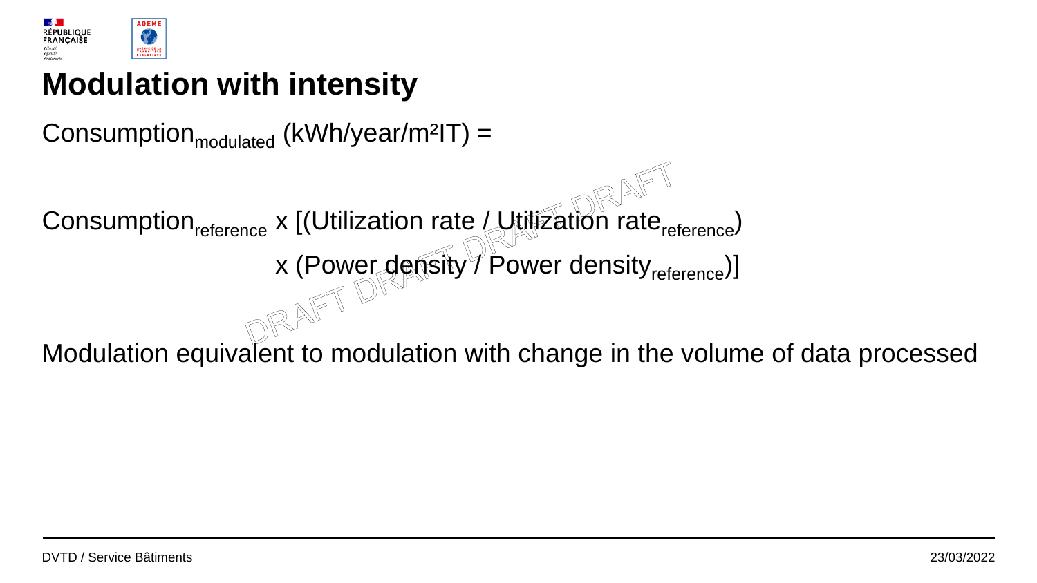# Modulation with intensity

$\text{Consumption}_{\text{modulated}}$ (kWh/year/m²IT) =

$$\text{Consumption}_{\text{reference}} \times \left[\left(\text{Utilization rate} / \text{Utilization rate}_{\text{reference}}\right) \times \left(\text{Power density} / \text{Power density}_{\text{reference}}\right)\right]$$

Modulation equivalent to modulation with change in the volume of data processed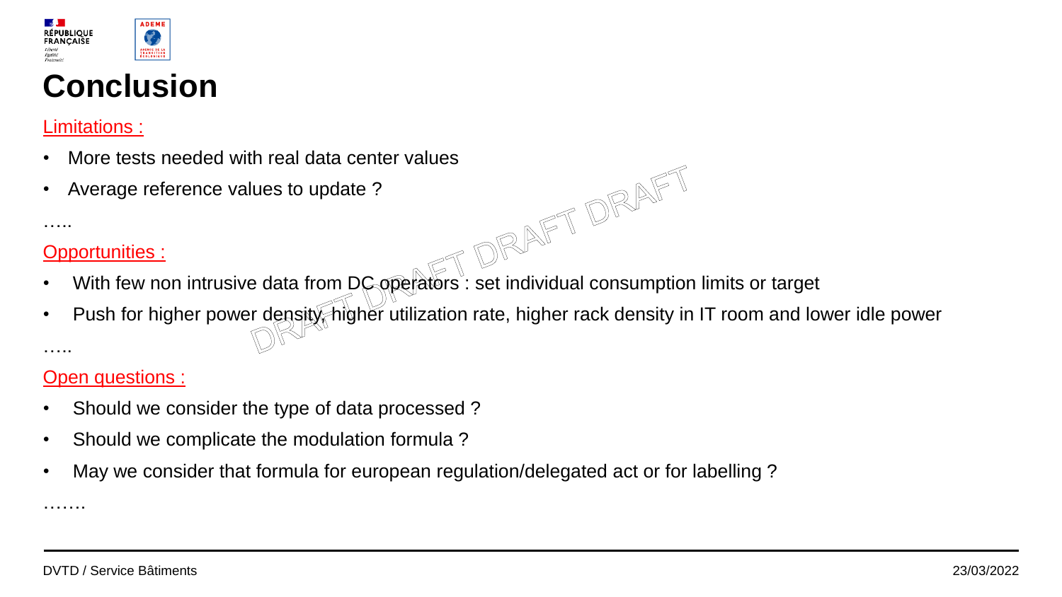# Conclusion

Limitations :

- More tests needed with real data center values
- Average reference values to update ?

…..

Opportunities :

- With few non intrusive data from DC operators : set individual consumption limits or target
- Push for higher power density, higher utilization rate, higher rack density in IT room and lower idle power

…..

Open questions :

- Should we consider the type of data processed ?
- Should we complicate the modulation formula ?
- May we consider that formula for european regulation/delegated act or for labelling ?

…….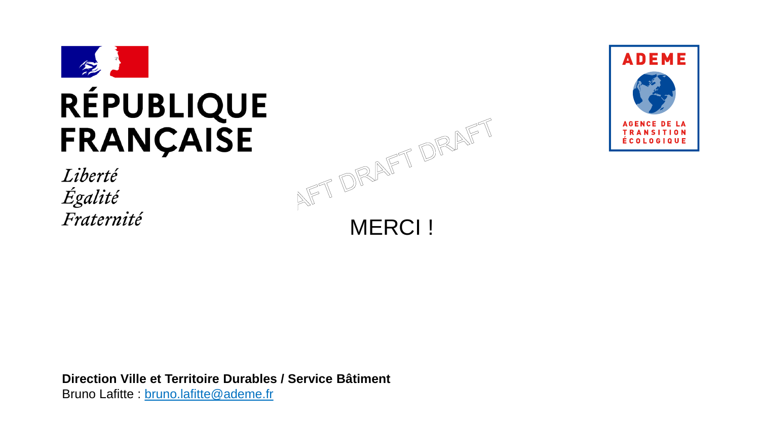RÉPUBLIQUE FRANÇAISE

*Liberté*
*Égalité*
*Fraternité*

ADEME

AGENCE DE LA TRANSITION ÉCOLOGIQUE

MERCI !

**Direction Ville et Territoire Durables / Service Bâtiment**
Bruno Lafitte : bruno.lafitte@ademe.fr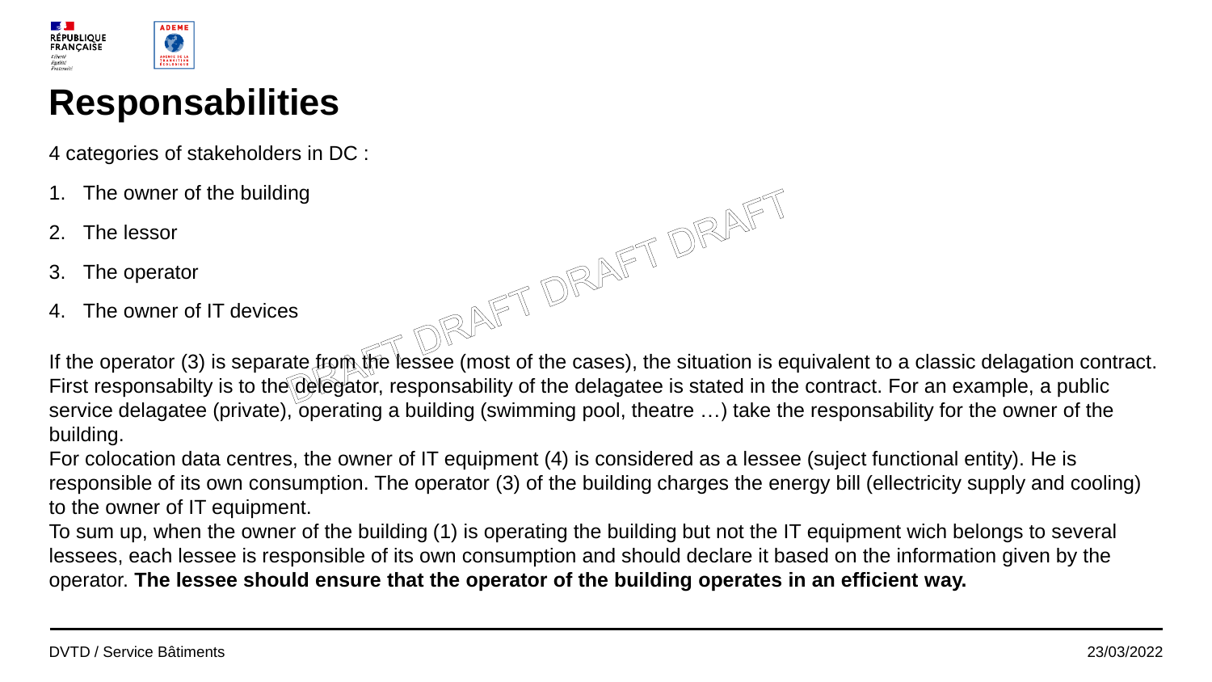# Responsabilities

4 categories of stakeholders in DC :

1. The owner of the building
2. The lessor
3. The operator
4. The owner of IT devices

If the operator (3) is separate from the lessee (most of the cases), the situation is equivalent to a classic delagation contract. First responsabilty is to the delegator, responsability of the delagatee is stated in the contract. For an example, a public service delagatee (private), operating a building (swimming pool, theatre …) take the responsability for the owner of the building.

For colocation data centres, the owner of IT equipment (4) is considered as a lessee (suject functional entity). He is responsible of its own consumption. The operator (3) of the building charges the energy bill (ellectricity supply and cooling) to the owner of IT equipment.

To sum up, when the owner of the building (1) is operating the building but not the IT equipment wich belongs to several lessees, each lessee is responsible of its own consumption and should declare it based on the information given by the operator. **The lessee should ensure that the operator of the building operates in an efficient way.**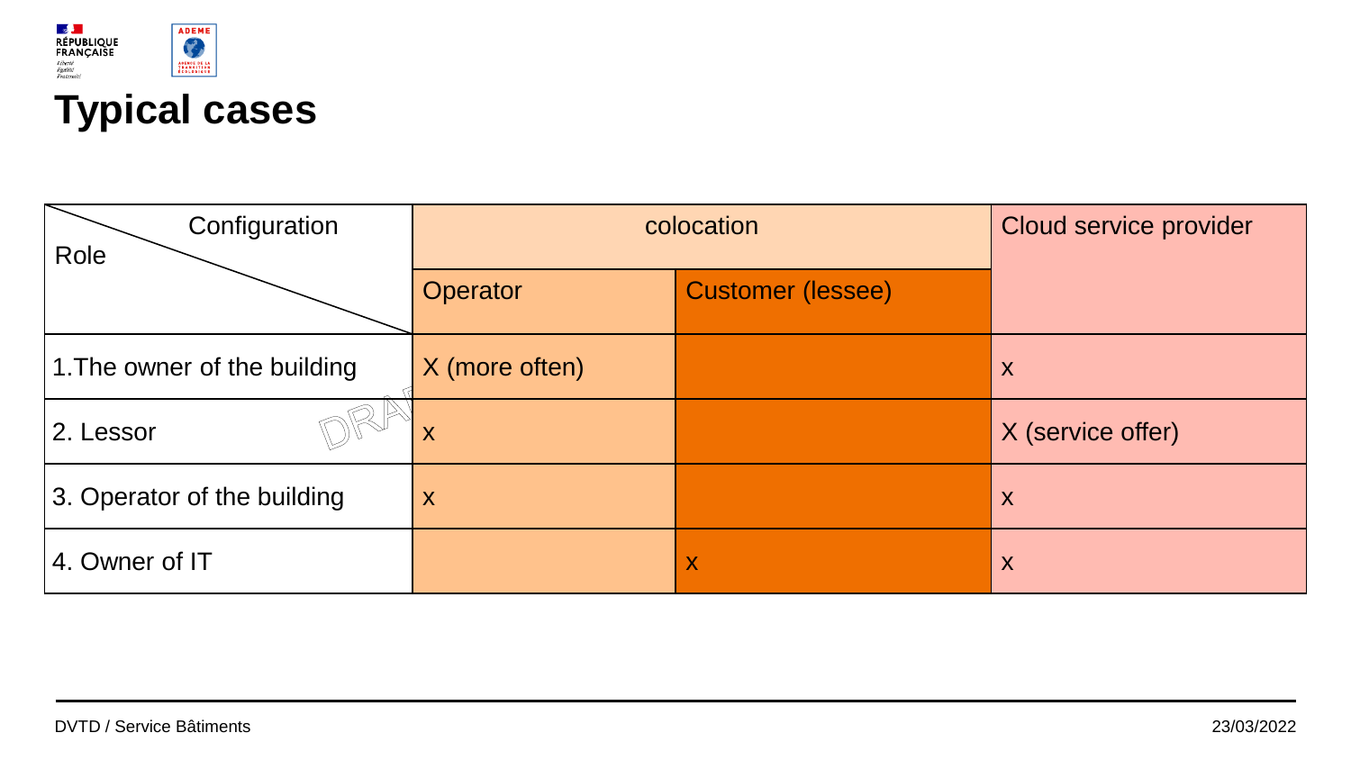# Typical cases

| Role \ Configuration | colocation | | Cloud service provider |
|---|---|---|---|
| | Operator | Customer (lessee) | |
| 1.The owner of the building | X (more often) | | x |
| 2. Lessor | x | | X (service offer) |
| 3. Operator of the building | x | | x |
| 4. Owner of IT | | x | x |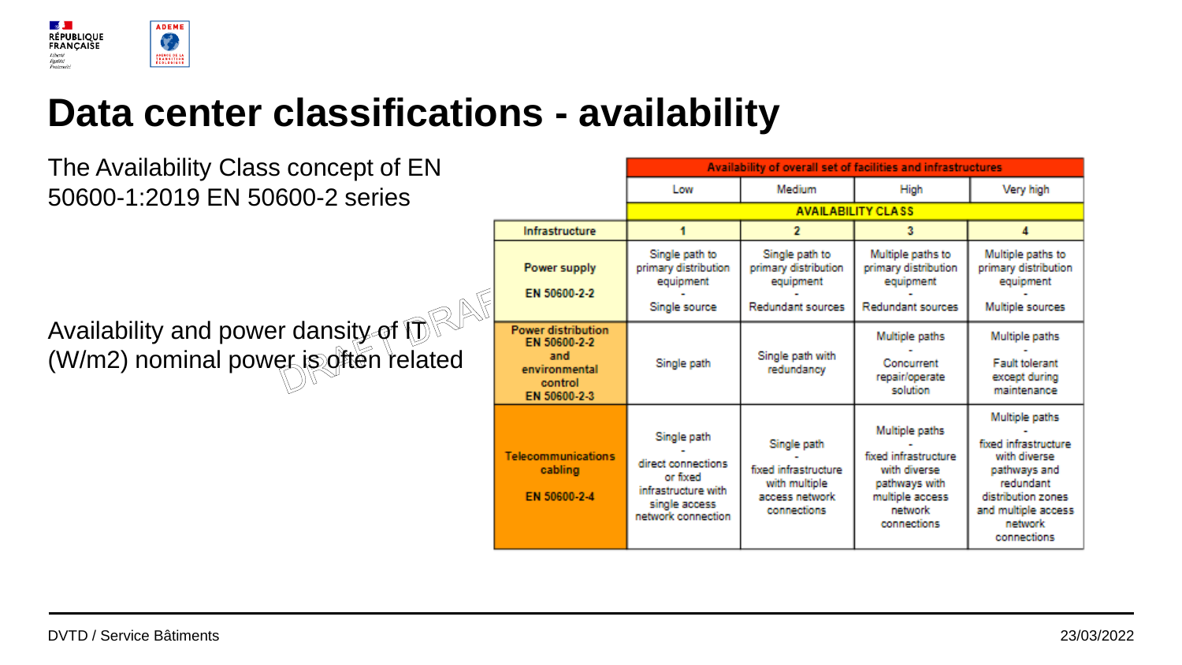# Data center classifications - availability

The Availability Class concept of EN 50600-1:2019 EN 50600-2 series

Availability and power dansity of IT (W/m2) nominal power is often related

| | Availability of overall set of facilities and infrastructures | | | |
|---|---|---|---|---|
| | Low | Medium | High | Very high |
| | AVAILABILITY CLASS | | | |
| Infrastructure | 1 | 2 | 3 | 4 |
| Power supply<br>EN 50600-2-2 | Single path to primary distribution equipment<br>-<br>Single source | Single path to primary distribution equipment<br>-<br>Redundant sources | Multiple paths to primary distribution equipment<br>-<br>Redundant sources | Multiple paths to primary distribution equipment<br>-<br>Multiple sources |
| Power distribution EN 50600-2-2 and environmental control EN 50600-2-3 | Single path | Single path with redundancy | Multiple paths<br>-<br>Concurrent repair/operate solution | Multiple paths<br>-<br>Fault tolerant except during maintenance |
| Telecommunications cabling<br>EN 50600-2-4 | Single path<br>-<br>direct connections or fixed infrastructure with single access network connection | Single path<br>-<br>fixed infrastructure with multiple access network connections | Multiple paths<br>-<br>fixed infrastructure with diverse pathways with multiple access network connections | Multiple paths<br>-<br>fixed infrastructure with diverse pathways and redundant distribution zones and multiple access network connections |